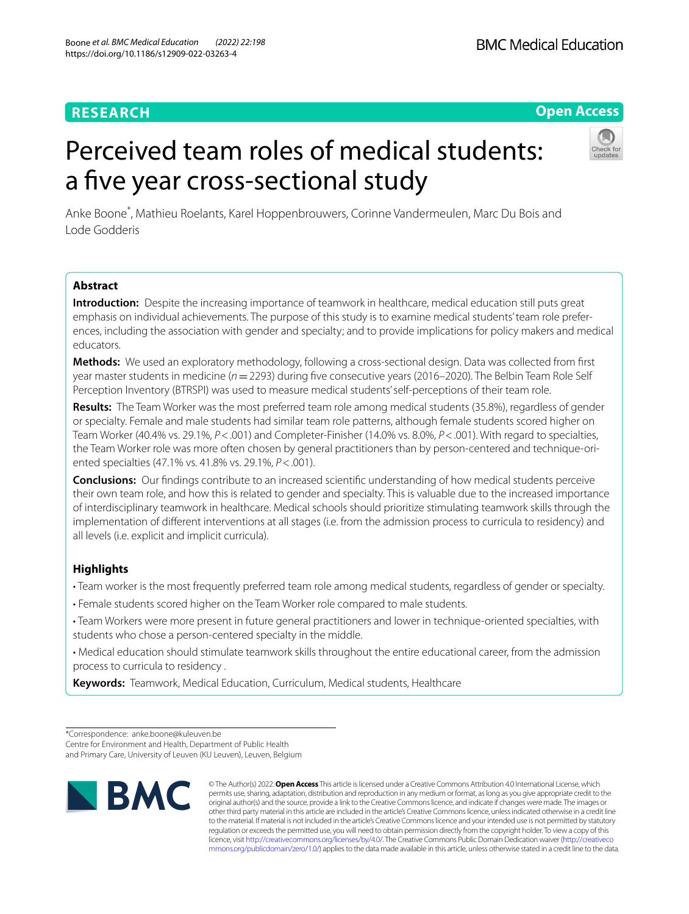RESEARCH

Open Access

# Perceived team roles of medical students: a five year cross-sectional study

Anke Boone*, Mathieu Roelants, Karel Hoppenbrouwers, Corinne Vandermeulen, Marc Du Bois and Lode Godderis

## Abstract

**Introduction:** Despite the increasing importance of teamwork in healthcare, medical education still puts great emphasis on individual achievements. The purpose of this study is to examine medical students' team role preferences, including the association with gender and specialty; and to provide implications for policy makers and medical educators.

**Methods:** We used an exploratory methodology, following a cross-sectional design. Data was collected from first year master students in medicine ($n = 2293$) during five consecutive years (2016–2020). The Belbin Team Role Self Perception Inventory (BTRSPI) was used to measure medical students' self-perceptions of their team role.

**Results:** The Team Worker was the most preferred team role among medical students (35.8%), regardless of gender or specialty. Female and male students had similar team role patterns, although female students scored higher on Team Worker (40.4% vs. 29.1%, $P < .001$) and Completer-Finisher (14.0% vs. 8.0%, $P < .001$). With regard to specialties, the Team Worker role was more often chosen by general practitioners than by person-centered and technique-oriented specialties (47.1% vs. 41.8% vs. 29.1%, $P < .001$).

**Conclusions:** Our findings contribute to an increased scientific understanding of how medical students perceive their own team role, and how this is related to gender and specialty. This is valuable due to the increased importance of interdisciplinary teamwork in healthcare. Medical schools should prioritize stimulating teamwork skills through the implementation of different interventions at all stages (i.e. from the admission process to curricula to residency) and all levels (i.e. explicit and implicit curricula).

## Highlights

- Team worker is the most frequently preferred team role among medical students, regardless of gender or specialty.
- Female students scored higher on the Team Worker role compared to male students.
- Team Workers were more present in future general practitioners and lower in technique-oriented specialties, with students who chose a person-centered specialty in the middle.
- Medical education should stimulate teamwork skills throughout the entire educational career, from the admission process to curricula to residency .

**Keywords:** Teamwork, Medical Education, Curriculum, Medical students, Healthcare

*Correspondence: anke.boone@kuleuven.be
Centre for Environment and Health, Department of Public Health and Primary Care, University of Leuven (KU Leuven), Leuven, Belgium

© The Author(s) 2022. **Open Access** This article is licensed under a Creative Commons Attribution 4.0 International License, which permits use, sharing, adaptation, distribution and reproduction in any medium or format, as long as you give appropriate credit to the original author(s) and the source, provide a link to the Creative Commons licence, and indicate if changes were made. The images or other third party material in this article are included in the article's Creative Commons licence, unless indicated otherwise in a credit line to the material. If material is not included in the article's Creative Commons licence and your intended use is not permitted by statutory regulation or exceeds the permitted use, you will need to obtain permission directly from the copyright holder. To view a copy of this licence, visit http://creativecommons.org/licenses/by/4.0/. The Creative Commons Public Domain Dedication waiver (http://creativecommons.org/publicdomain/zero/1.0/) applies to the data made available in this article, unless otherwise stated in a credit line to the data.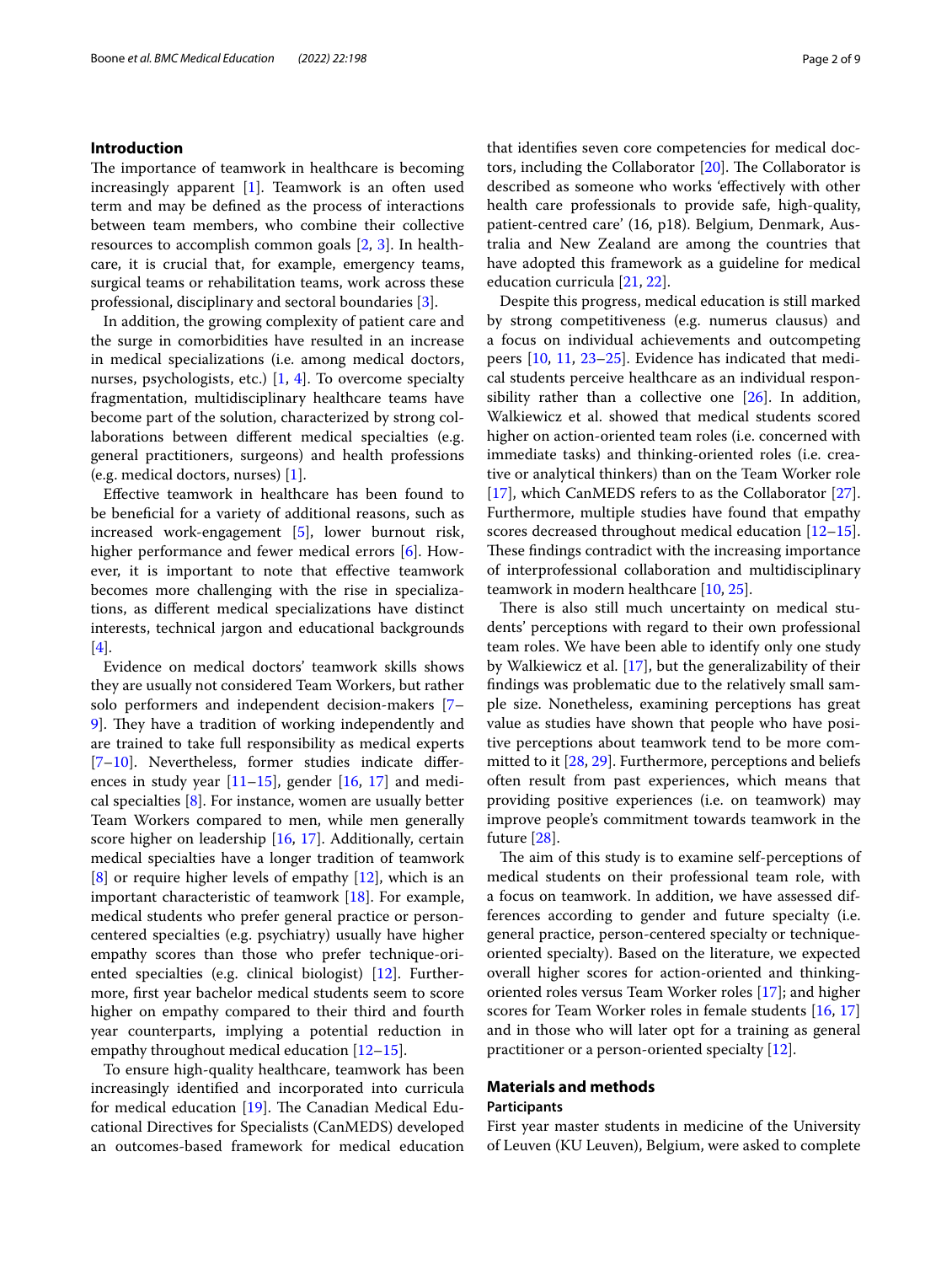## Introduction

The importance of teamwork in healthcare is becoming increasingly apparent [1]. Teamwork is an often used term and may be defined as the process of interactions between team members, who combine their collective resources to accomplish common goals [2, 3]. In healthcare, it is crucial that, for example, emergency teams, surgical teams or rehabilitation teams, work across these professional, disciplinary and sectoral boundaries [3].

In addition, the growing complexity of patient care and the surge in comorbidities have resulted in an increase in medical specializations (i.e. among medical doctors, nurses, psychologists, etc.) [1, 4]. To overcome specialty fragmentation, multidisciplinary healthcare teams have become part of the solution, characterized by strong collaborations between different medical specialties (e.g. general practitioners, surgeons) and health professions (e.g. medical doctors, nurses) [1].

Effective teamwork in healthcare has been found to be beneficial for a variety of additional reasons, such as increased work-engagement [5], lower burnout risk, higher performance and fewer medical errors [6]. However, it is important to note that effective teamwork becomes more challenging with the rise in specializations, as different medical specializations have distinct interests, technical jargon and educational backgrounds [4].

Evidence on medical doctors' teamwork skills shows they are usually not considered Team Workers, but rather solo performers and independent decision-makers [7–9]. They have a tradition of working independently and are trained to take full responsibility as medical experts [7–10]. Nevertheless, former studies indicate differences in study year [11–15], gender [16, 17] and medical specialties [8]. For instance, women are usually better Team Workers compared to men, while men generally score higher on leadership [16, 17]. Additionally, certain medical specialties have a longer tradition of teamwork [8] or require higher levels of empathy [12], which is an important characteristic of teamwork [18]. For example, medical students who prefer general practice or person-centered specialties (e.g. psychiatry) usually have higher empathy scores than those who prefer technique-oriented specialties (e.g. clinical biologist) [12]. Furthermore, first year bachelor medical students seem to score higher on empathy compared to their third and fourth year counterparts, implying a potential reduction in empathy throughout medical education [12–15].

To ensure high-quality healthcare, teamwork has been increasingly identified and incorporated into curricula for medical education [19]. The Canadian Medical Educational Directives for Specialists (CanMEDS) developed an outcomes-based framework for medical education that identifies seven core competencies for medical doctors, including the Collaborator [20]. The Collaborator is described as someone who works 'effectively with other health care professionals to provide safe, high-quality, patient-centred care' (16, p18). Belgium, Denmark, Australia and New Zealand are among the countries that have adopted this framework as a guideline for medical education curricula [21, 22].

Despite this progress, medical education is still marked by strong competitiveness (e.g. numerus clausus) and a focus on individual achievements and outcompeting peers [10, 11, 23–25]. Evidence has indicated that medical students perceive healthcare as an individual responsibility rather than a collective one [26]. In addition, Walkiewicz et al. showed that medical students scored higher on action-oriented team roles (i.e. concerned with immediate tasks) and thinking-oriented roles (i.e. creative or analytical thinkers) than on the Team Worker role [17], which CanMEDS refers to as the Collaborator [27]. Furthermore, multiple studies have found that empathy scores decreased throughout medical education [12–15]. These findings contradict with the increasing importance of interprofessional collaboration and multidisciplinary teamwork in modern healthcare [10, 25].

There is also still much uncertainty on medical students' perceptions with regard to their own professional team roles. We have been able to identify only one study by Walkiewicz et al. [17], but the generalizability of their findings was problematic due to the relatively small sample size. Nonetheless, examining perceptions has great value as studies have shown that people who have positive perceptions about teamwork tend to be more committed to it [28, 29]. Furthermore, perceptions and beliefs often result from past experiences, which means that providing positive experiences (i.e. on teamwork) may improve people's commitment towards teamwork in the future [28].

The aim of this study is to examine self-perceptions of medical students on their professional team role, with a focus on teamwork. In addition, we have assessed differences according to gender and future specialty (i.e. general practice, person-centered specialty or technique-oriented specialty). Based on the literature, we expected overall higher scores for action-oriented and thinking-oriented roles versus Team Worker roles [17]; and higher scores for Team Worker roles in female students [16, 17] and in those who will later opt for a training as general practitioner or a person-oriented specialty [12].

## Materials and methods

### Participants

First year master students in medicine of the University of Leuven (KU Leuven), Belgium, were asked to complete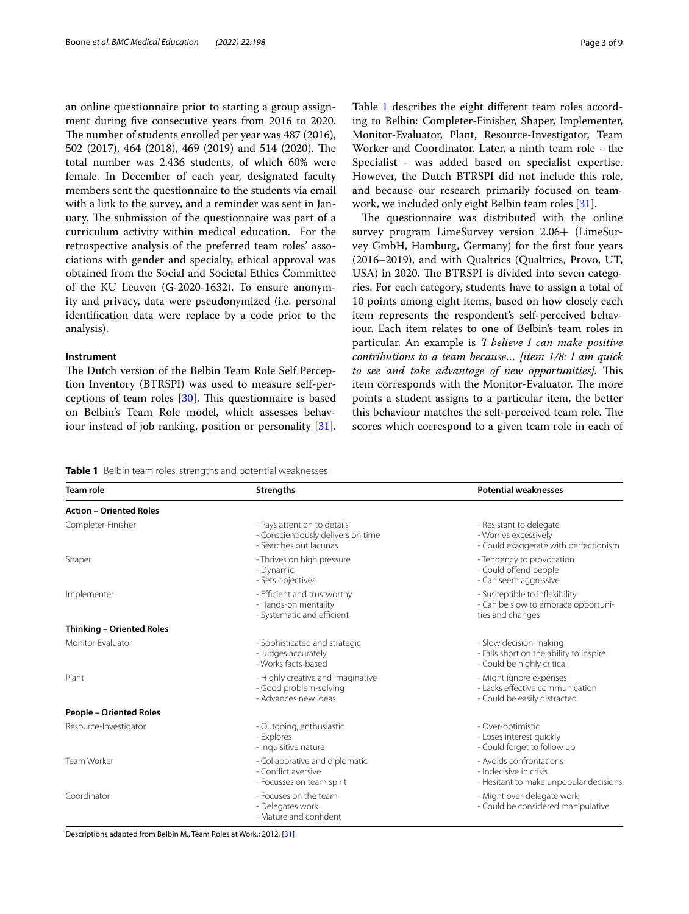an online questionnaire prior to starting a group assignment during five consecutive years from 2016 to 2020. The number of students enrolled per year was 487 (2016), 502 (2017), 464 (2018), 469 (2019) and 514 (2020). The total number was 2.436 students, of which 60% were female. In December of each year, designated faculty members sent the questionnaire to the students via email with a link to the survey, and a reminder was sent in January. The submission of the questionnaire was part of a curriculum activity within medical education. For the retrospective analysis of the preferred team roles' associations with gender and specialty, ethical approval was obtained from the Social and Societal Ethics Committee of the KU Leuven (G-2020-1632). To ensure anonymity and privacy, data were pseudonymized (i.e. personal identification data were replace by a code prior to the analysis).

### Instrument

The Dutch version of the Belbin Team Role Self Perception Inventory (BTRSPI) was used to measure self-perceptions of team roles [30]. This questionnaire is based on Belbin's Team Role model, which assesses behaviour instead of job ranking, position or personality [31]. Table 1 describes the eight different team roles according to Belbin: Completer-Finisher, Shaper, Implementer, Monitor-Evaluator, Plant, Resource-Investigator, Team Worker and Coordinator. Later, a ninth team role - the Specialist - was added based on specialist expertise. However, the Dutch BTRSPI did not include this role, and because our research primarily focused on teamwork, we included only eight Belbin team roles [31].

The questionnaire was distributed with the online survey program LimeSurvey version 2.06+ (LimeSurvey GmbH, Hamburg, Germany) for the first four years (2016–2019), and with Qualtrics (Qualtrics, Provo, UT, USA) in 2020. The BTRSPI is divided into seven categories. For each category, students have to assign a total of 10 points among eight items, based on how closely each item represents the respondent's self-perceived behaviour. Each item relates to one of Belbin's team roles in particular. An example is *'I believe I can make positive contributions to a team because… [item 1/8: I am quick to see and take advantage of new opportunities].* This item corresponds with the Monitor-Evaluator. The more points a student assigns to a particular item, the better this behaviour matches the self-perceived team role. The scores which correspond to a given team role in each of

**Table 1** Belbin team roles, strengths and potential weaknesses

| Team role | Strengths | Potential weaknesses |
|---|---|---|
| **Action – Oriented Roles** | | |
| Completer-Finisher | - Pays attention to details<br>- Conscientiously delivers on time<br>- Searches out lacunas | - Resistant to delegate<br>- Worries excessively<br>- Could exaggerate with perfectionism |
| Shaper | - Thrives on high pressure<br>- Dynamic<br>- Sets objectives | - Tendency to provocation<br>- Could offend people<br>- Can seem aggressive |
| Implementer | - Efficient and trustworthy<br>- Hands-on mentality<br>- Systematic and efficient | - Susceptible to inflexibility<br>- Can be slow to embrace opportunities and changes |
| **Thinking – Oriented Roles** | | |
| Monitor-Evaluator | - Sophisticated and strategic<br>- Judges accurately<br>- Works facts-based | - Slow decision-making<br>- Falls short on the ability to inspire<br>- Could be highly critical |
| Plant | - Highly creative and imaginative<br>- Good problem-solving<br>- Advances new ideas | - Might ignore expenses<br>- Lacks effective communication<br>- Could be easily distracted |
| **People – Oriented Roles** | | |
| Resource-Investigator | - Outgoing, enthusiastic<br>- Explores<br>- Inquisitive nature | - Over-optimistic<br>- Loses interest quickly<br>- Could forget to follow up |
| Team Worker | - Collaborative and diplomatic<br>- Conflict aversive<br>- Focusses on team spirit | - Avoids confrontations<br>- Indecisive in crisis<br>- Hesitant to make unpopular decisions |
| Coordinator | - Focuses on the team<br>- Delegates work<br>- Mature and confident | - Might over-delegate work<br>- Could be considered manipulative |

Descriptions adapted from Belbin M., Team Roles at Work.; 2012. [31]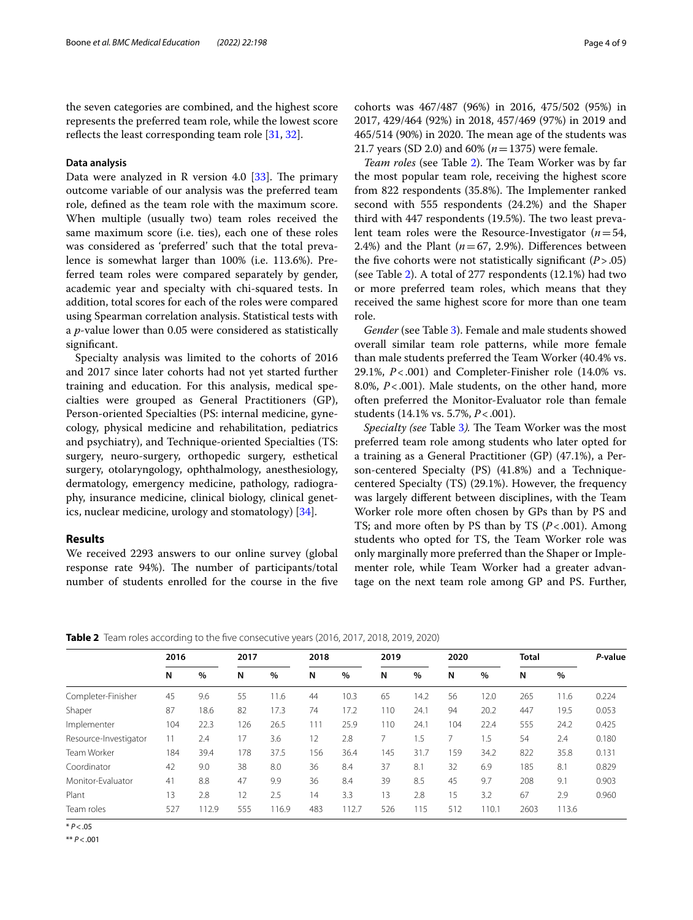the seven categories are combined, and the highest score represents the preferred team role, while the lowest score reflects the least corresponding team role [31, 32].

### Data analysis

Data were analyzed in R version 4.0 [33]. The primary outcome variable of our analysis was the preferred team role, defined as the team role with the maximum score. When multiple (usually two) team roles received the same maximum score (i.e. ties), each one of these roles was considered as 'preferred' such that the total prevalence is somewhat larger than 100% (i.e. 113.6%). Preferred team roles were compared separately by gender, academic year and specialty with chi-squared tests. In addition, total scores for each of the roles were compared using Spearman correlation analysis. Statistical tests with a *p*-value lower than 0.05 were considered as statistically significant.

Specialty analysis was limited to the cohorts of 2016 and 2017 since later cohorts had not yet started further training and education. For this analysis, medical specialties were grouped as General Practitioners (GP), Person-oriented Specialties (PS: internal medicine, gynecology, physical medicine and rehabilitation, pediatrics and psychiatry), and Technique-oriented Specialties (TS: surgery, neuro-surgery, orthopedic surgery, esthetical surgery, otolaryngology, ophthalmology, anesthesiology, dermatology, emergency medicine, pathology, radiography, insurance medicine, clinical biology, clinical genetics, nuclear medicine, urology and stomatology) [34].

## Results

We received 2293 answers to our online survey (global response rate 94%). The number of participants/total number of students enrolled for the course in the five cohorts was 467/487 (96%) in 2016, 475/502 (95%) in 2017, 429/464 (92%) in 2018, 457/469 (97%) in 2019 and 465/514 (90%) in 2020. The mean age of the students was 21.7 years (SD 2.0) and 60% ($n = 1375$) were female.

*Team roles* (see Table 2). The Team Worker was by far the most popular team role, receiving the highest score from 822 respondents (35.8%). The Implementer ranked second with 555 respondents (24.2%) and the Shaper third with 447 respondents (19.5%). The two least prevalent team roles were the Resource-Investigator ($n = 54$, 2.4%) and the Plant ($n = 67$, 2.9%). Differences between the five cohorts were not statistically significant ($P > .05$) (see Table 2). A total of 277 respondents (12.1%) had two or more preferred team roles, which means that they received the same highest score for more than one team role.

*Gender* (see Table 3). Female and male students showed overall similar team role patterns, while more female than male students preferred the Team Worker (40.4% vs. 29.1%, $P < .001$) and Completer-Finisher role (14.0% vs. 8.0%, $P < .001$). Male students, on the other hand, more often preferred the Monitor-Evaluator role than female students (14.1% vs. 5.7%, $P < .001$).

*Specialty (see* Table 3*).* The Team Worker was the most preferred team role among students who later opted for a training as a General Practitioner (GP) (47.1%), a Person-centered Specialty (PS) (41.8%) and a Technique-centered Specialty (TS) (29.1%). However, the frequency was largely different between disciplines, with the Team Worker role more often chosen by GPs than by PS and TS; and more often by PS than by TS ($P < .001$). Among students who opted for TS, the Team Worker role was only marginally more preferred than the Shaper or Implementer role, while Team Worker had a greater advantage on the next team role among GP and PS. Further,

**Table 2** Team roles according to the five consecutive years (2016, 2017, 2018, 2019, 2020)

| | 2016 | | 2017 | | 2018 | | 2019 | | 2020 | | Total | | *P*-value |
|---|---|---|---|---|---|---|---|---|---|---|---|---|---|
| | N | % | N | % | N | % | N | % | N | % | N | % | |
| Completer-Finisher | 45 | 9.6 | 55 | 11.6 | 44 | 10.3 | 65 | 14.2 | 56 | 12.0 | 265 | 11.6 | 0.224 |
| Shaper | 87 | 18.6 | 82 | 17.3 | 74 | 17.2 | 110 | 24.1 | 94 | 20.2 | 447 | 19.5 | 0.053 |
| Implementer | 104 | 22.3 | 126 | 26.5 | 111 | 25.9 | 110 | 24.1 | 104 | 22.4 | 555 | 24.2 | 0.425 |
| Resource-Investigator | 11 | 2.4 | 17 | 3.6 | 12 | 2.8 | 7 | 1.5 | 7 | 1.5 | 54 | 2.4 | 0.180 |
| Team Worker | 184 | 39.4 | 178 | 37.5 | 156 | 36.4 | 145 | 31.7 | 159 | 34.2 | 822 | 35.8 | 0.131 |
| Coordinator | 42 | 9.0 | 38 | 8.0 | 36 | 8.4 | 37 | 8.1 | 32 | 6.9 | 185 | 8.1 | 0.829 |
| Monitor-Evaluator | 41 | 8.8 | 47 | 9.9 | 36 | 8.4 | 39 | 8.5 | 45 | 9.7 | 208 | 9.1 | 0.903 |
| Plant | 13 | 2.8 | 12 | 2.5 | 14 | 3.3 | 13 | 2.8 | 15 | 3.2 | 67 | 2.9 | 0.960 |
| Team roles | 527 | 112.9 | 555 | 116.9 | 483 | 112.7 | 526 | 115 | 512 | 110.1 | 2603 | 113.6 | |

\* $P < .05$

\*\* $P < .001$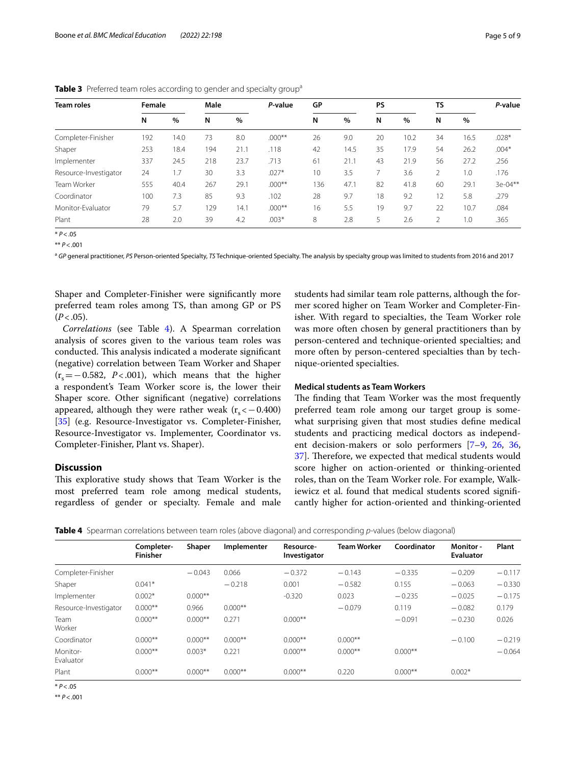**Table 3** Preferred team roles according to gender and specialty group[a]

| Team roles | Female | | Male | | *P*-value | GP | | PS | | TS | | *P*-value |
|---|---|---|---|---|---|---|---|---|---|---|---|---|
| | N | % | N | % | | N | % | N | % | N | % | |
| Completer-Finisher | 192 | 14.0 | 73 | 8.0 | .000** | 26 | 9.0 | 20 | 10.2 | 34 | 16.5 | .028* |
| Shaper | 253 | 18.4 | 194 | 21.1 | .118 | 42 | 14.5 | 35 | 17.9 | 54 | 26.2 | .004* |
| Implementer | 337 | 24.5 | 218 | 23.7 | .713 | 61 | 21.1 | 43 | 21.9 | 56 | 27.2 | .256 |
| Resource-Investigator | 24 | 1.7 | 30 | 3.3 | .027* | 10 | 3.5 | 7 | 3.6 | 2 | 1.0 | .176 |
| Team Worker | 555 | 40.4 | 267 | 29.1 | .000** | 136 | 47.1 | 82 | 41.8 | 60 | 29.1 | 3e-04** |
| Coordinator | 100 | 7.3 | 85 | 9.3 | .102 | 28 | 9.7 | 18 | 9.2 | 12 | 5.8 | .279 |
| Monitor-Evaluator | 79 | 5.7 | 129 | 14.1 | .000** | 16 | 5.5 | 19 | 9.7 | 22 | 10.7 | .084 |
| Plant | 28 | 2.0 | 39 | 4.2 | .003* | 8 | 2.8 | 5 | 2.6 | 2 | 1.0 | .365 |

* $P < .05$

** $P < .001$

[a] *GP* general practitioner, *PS* Person-oriented Specialty, *TS* Technique-oriented Specialty. The analysis by specialty group was limited to students from 2016 and 2017

Shaper and Completer-Finisher were significantly more preferred team roles among TS, than among GP or PS ($P < .05$).

*Correlations* (see Table 4). A Spearman correlation analysis of scores given to the various team roles was conducted. This analysis indicated a moderate significant (negative) correlation between Team Worker and Shaper ($r_s = -0.582$, $P < .001$), which means that the higher a respondent's Team Worker score is, the lower their Shaper score. Other significant (negative) correlations appeared, although they were rather weak ($r_s < -0.400$) [35] (e.g. Resource-Investigator vs. Completer-Finisher, Resource-Investigator vs. Implementer, Coordinator vs. Completer-Finisher, Plant vs. Shaper).

## Discussion

This explorative study shows that Team Worker is the most preferred team role among medical students, regardless of gender or specialty. Female and male students had similar team role patterns, although the former scored higher on Team Worker and Completer-Finisher. With regard to specialties, the Team Worker role was more often chosen by general practitioners than by person-centered and technique-oriented specialties; and more often by person-centered specialties than by technique-oriented specialties.

### Medical students as Team Workers

The finding that Team Worker was the most frequently preferred team role among our target group is somewhat surprising given that most studies define medical students and practicing medical doctors as independent decision-makers or solo performers [7–9, 26, 36, 37]. Therefore, we expected that medical students would score higher on action-oriented or thinking-oriented roles, than on the Team Worker role. For example, Walkiewicz et al. found that medical students scored significantly higher for action-oriented and thinking-oriented

**Table 4** Spearman correlations between team roles (above diagonal) and corresponding *p*-values (below diagonal)

| | Completer-Finisher | Shaper | Implementer | Resource-Investigator | Team Worker | Coordinator | Monitor-Evaluator | Plant |
|---|---|---|---|---|---|---|---|---|
| Completer-Finisher | | −0.043 | 0.066 | −0.372 | −0.143 | −0.335 | −0.209 | −0.117 |
| Shaper | 0.041* | | −0.218 | 0.001 | −0.582 | 0.155 | −0.063 | −0.330 |
| Implementer | 0.002* | 0.000** | | -0.320 | 0.023 | −0.235 | −0.025 | −0.175 |
| Resource-Investigator | 0.000** | 0.966 | 0.000** | | −0.079 | 0.119 | −0.082 | 0.179 |
| Team Worker | 0.000** | 0.000** | 0.271 | 0.000** | | −0.091 | −0.230 | 0.026 |
| Coordinator | 0.000** | 0.000** | 0.000** | 0.000** | 0.000** | | −0.100 | −0.219 |
| Monitor-Evaluator | 0.000** | 0.003* | 0.221 | 0.000** | 0.000** | 0.000** | | −0.064 |
| Plant | 0.000** | 0.000** | 0.000** | 0.000** | 0.220 | 0.000** | 0.002* | |

* $P < .05$

** $P < .001$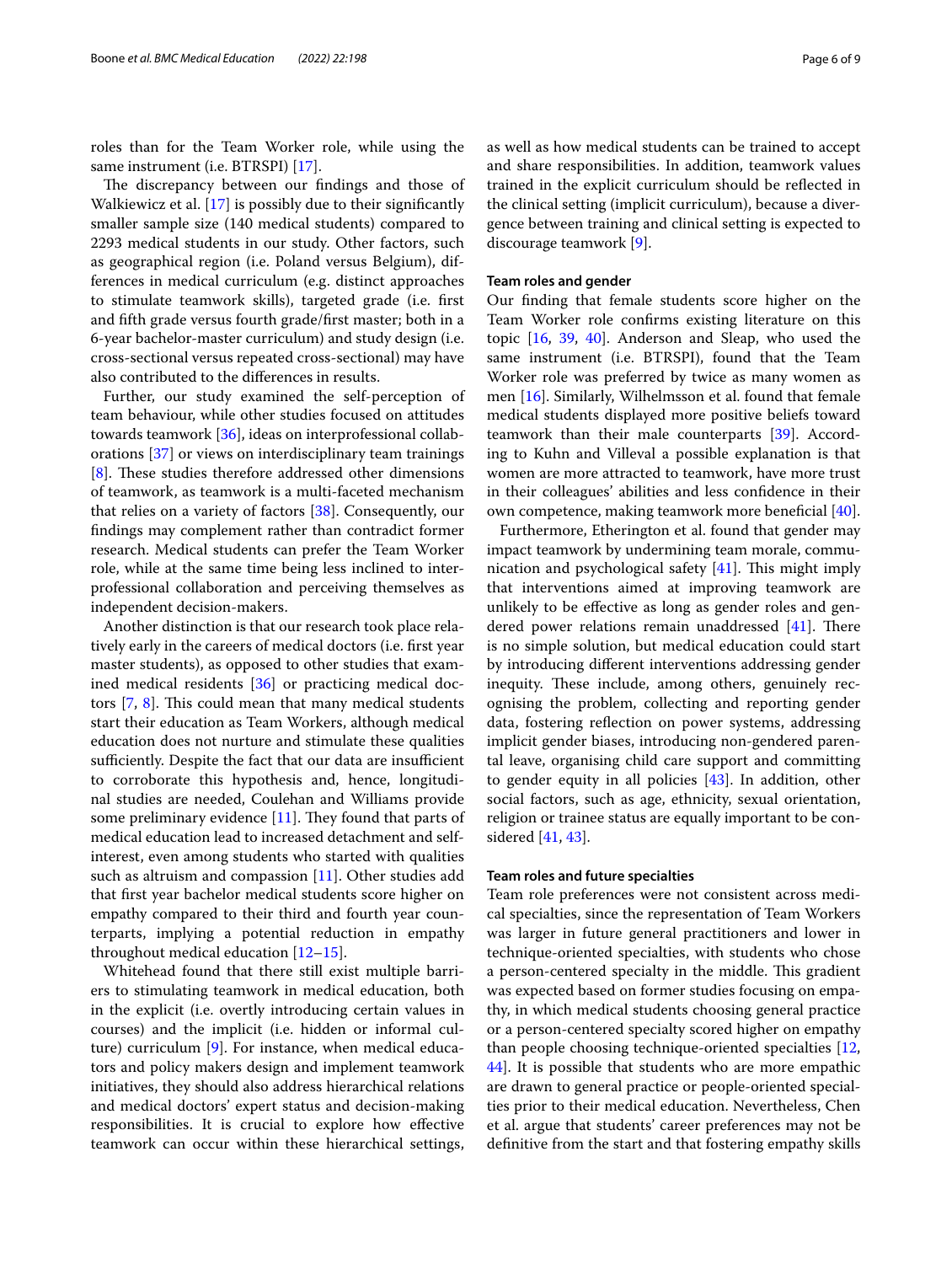roles than for the Team Worker role, while using the same instrument (i.e. BTRSPI) [17].

The discrepancy between our findings and those of Walkiewicz et al. [17] is possibly due to their significantly smaller sample size (140 medical students) compared to 2293 medical students in our study. Other factors, such as geographical region (i.e. Poland versus Belgium), differences in medical curriculum (e.g. distinct approaches to stimulate teamwork skills), targeted grade (i.e. first and fifth grade versus fourth grade/first master; both in a 6-year bachelor-master curriculum) and study design (i.e. cross-sectional versus repeated cross-sectional) may have also contributed to the differences in results.

Further, our study examined the self-perception of team behaviour, while other studies focused on attitudes towards teamwork [36], ideas on interprofessional collaborations [37] or views on interdisciplinary team trainings [8]. These studies therefore addressed other dimensions of teamwork, as teamwork is a multi-faceted mechanism that relies on a variety of factors [38]. Consequently, our findings may complement rather than contradict former research. Medical students can prefer the Team Worker role, while at the same time being less inclined to interprofessional collaboration and perceiving themselves as independent decision-makers.

Another distinction is that our research took place relatively early in the careers of medical doctors (i.e. first year master students), as opposed to other studies that examined medical residents [36] or practicing medical doctors [7, 8]. This could mean that many medical students start their education as Team Workers, although medical education does not nurture and stimulate these qualities sufficiently. Despite the fact that our data are insufficient to corroborate this hypothesis and, hence, longitudinal studies are needed, Coulehan and Williams provide some preliminary evidence [11]. They found that parts of medical education lead to increased detachment and self-interest, even among students who started with qualities such as altruism and compassion [11]. Other studies add that first year bachelor medical students score higher on empathy compared to their third and fourth year counterparts, implying a potential reduction in empathy throughout medical education [12–15].

Whitehead found that there still exist multiple barriers to stimulating teamwork in medical education, both in the explicit (i.e. overtly introducing certain values in courses) and the implicit (i.e. hidden or informal culture) curriculum [9]. For instance, when medical educators and policy makers design and implement teamwork initiatives, they should also address hierarchical relations and medical doctors' expert status and decision-making responsibilities. It is crucial to explore how effective teamwork can occur within these hierarchical settings, as well as how medical students can be trained to accept and share responsibilities. In addition, teamwork values trained in the explicit curriculum should be reflected in the clinical setting (implicit curriculum), because a divergence between training and clinical setting is expected to discourage teamwork [9].

### Team roles and gender

Our finding that female students score higher on the Team Worker role confirms existing literature on this topic [16, 39, 40]. Anderson and Sleap, who used the same instrument (i.e. BTRSPI), found that the Team Worker role was preferred by twice as many women as men [16]. Similarly, Wilhelmsson et al. found that female medical students displayed more positive beliefs toward teamwork than their male counterparts [39]. According to Kuhn and Villeval a possible explanation is that women are more attracted to teamwork, have more trust in their colleagues' abilities and less confidence in their own competence, making teamwork more beneficial [40].

Furthermore, Etherington et al. found that gender may impact teamwork by undermining team morale, communication and psychological safety [41]. This might imply that interventions aimed at improving teamwork are unlikely to be effective as long as gender roles and gendered power relations remain unaddressed [41]. There is no simple solution, but medical education could start by introducing different interventions addressing gender inequity. These include, among others, genuinely recognising the problem, collecting and reporting gender data, fostering reflection on power systems, addressing implicit gender biases, introducing non-gendered parental leave, organising child care support and committing to gender equity in all policies [43]. In addition, other social factors, such as age, ethnicity, sexual orientation, religion or trainee status are equally important to be considered [41, 43].

### Team roles and future specialties

Team role preferences were not consistent across medical specialties, since the representation of Team Workers was larger in future general practitioners and lower in technique-oriented specialties, with students who chose a person-centered specialty in the middle. This gradient was expected based on former studies focusing on empathy, in which medical students choosing general practice or a person-centered specialty scored higher on empathy than people choosing technique-oriented specialties [12, 44]. It is possible that students who are more empathic are drawn to general practice or people-oriented specialties prior to their medical education. Nevertheless, Chen et al. argue that students' career preferences may not be definitive from the start and that fostering empathy skills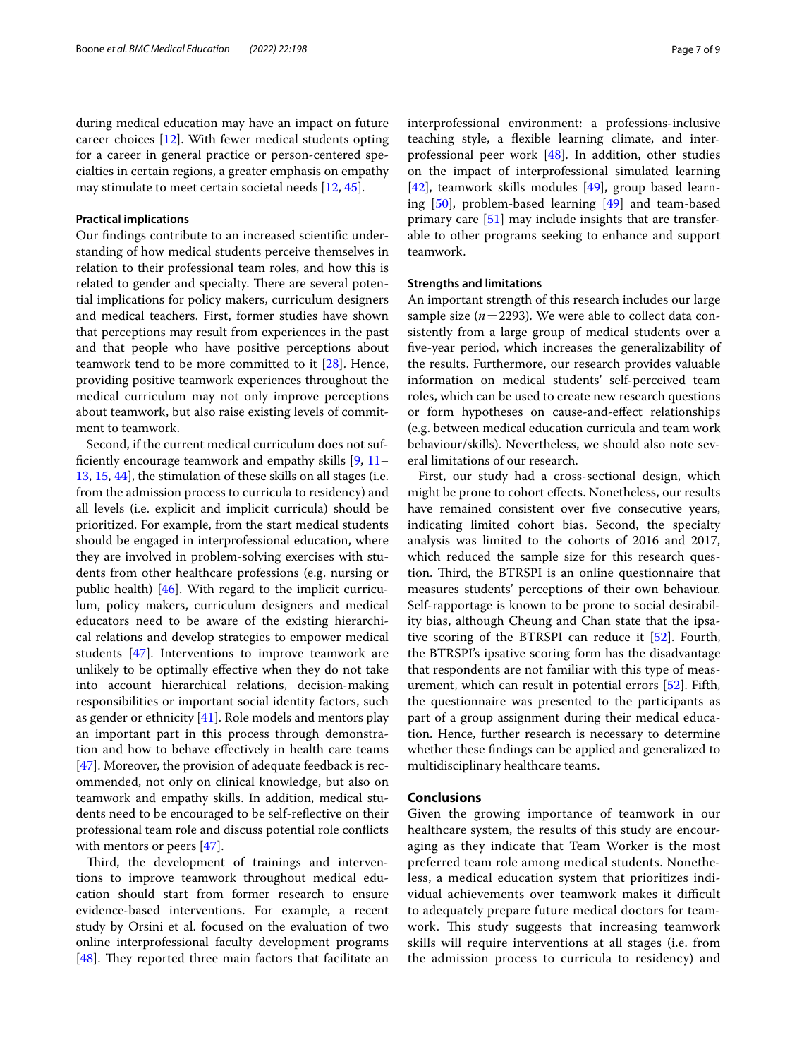during medical education may have an impact on future career choices [12]. With fewer medical students opting for a career in general practice or person-centered specialties in certain regions, a greater emphasis on empathy may stimulate to meet certain societal needs [12, 45].

### Practical implications

Our findings contribute to an increased scientific understanding of how medical students perceive themselves in relation to their professional team roles, and how this is related to gender and specialty. There are several potential implications for policy makers, curriculum designers and medical teachers. First, former studies have shown that perceptions may result from experiences in the past and that people who have positive perceptions about teamwork tend to be more committed to it [28]. Hence, providing positive teamwork experiences throughout the medical curriculum may not only improve perceptions about teamwork, but also raise existing levels of commitment to teamwork.

Second, if the current medical curriculum does not sufficiently encourage teamwork and empathy skills [9, 11–13, 15, 44], the stimulation of these skills on all stages (i.e. from the admission process to curricula to residency) and all levels (i.e. explicit and implicit curricula) should be prioritized. For example, from the start medical students should be engaged in interprofessional education, where they are involved in problem-solving exercises with students from other healthcare professions (e.g. nursing or public health) [46]. With regard to the implicit curriculum, policy makers, curriculum designers and medical educators need to be aware of the existing hierarchical relations and develop strategies to empower medical students [47]. Interventions to improve teamwork are unlikely to be optimally effective when they do not take into account hierarchical relations, decision-making responsibilities or important social identity factors, such as gender or ethnicity [41]. Role models and mentors play an important part in this process through demonstration and how to behave effectively in health care teams [47]. Moreover, the provision of adequate feedback is recommended, not only on clinical knowledge, but also on teamwork and empathy skills. In addition, medical students need to be encouraged to be self-reflective on their professional team role and discuss potential role conflicts with mentors or peers [47].

Third, the development of trainings and interventions to improve teamwork throughout medical education should start from former research to ensure evidence-based interventions. For example, a recent study by Orsini et al. focused on the evaluation of two online interprofessional faculty development programs [48]. They reported three main factors that facilitate an interprofessional environment: a professions-inclusive teaching style, a flexible learning climate, and interprofessional peer work [48]. In addition, other studies on the impact of interprofessional simulated learning [42], teamwork skills modules [49], group based learning [50], problem-based learning [49] and team-based primary care [51] may include insights that are transferable to other programs seeking to enhance and support teamwork.

### Strengths and limitations

An important strength of this research includes our large sample size ($n = 2293$). We were able to collect data consistently from a large group of medical students over a five-year period, which increases the generalizability of the results. Furthermore, our research provides valuable information on medical students' self-perceived team roles, which can be used to create new research questions or form hypotheses on cause-and-effect relationships (e.g. between medical education curricula and team work behaviour/skills). Nevertheless, we should also note several limitations of our research.

First, our study had a cross-sectional design, which might be prone to cohort effects. Nonetheless, our results have remained consistent over five consecutive years, indicating limited cohort bias. Second, the specialty analysis was limited to the cohorts of 2016 and 2017, which reduced the sample size for this research question. Third, the BTRSPI is an online questionnaire that measures students' perceptions of their own behaviour. Self-rapportage is known to be prone to social desirability bias, although Cheung and Chan state that the ipsative scoring of the BTRSPI can reduce it [52]. Fourth, the BTRSPI's ipsative scoring form has the disadvantage that respondents are not familiar with this type of measurement, which can result in potential errors [52]. Fifth, the questionnaire was presented to the participants as part of a group assignment during their medical education. Hence, further research is necessary to determine whether these findings can be applied and generalized to multidisciplinary healthcare teams.

## Conclusions

Given the growing importance of teamwork in our healthcare system, the results of this study are encouraging as they indicate that Team Worker is the most preferred team role among medical students. Nonetheless, a medical education system that prioritizes individual achievements over teamwork makes it difficult to adequately prepare future medical doctors for teamwork. This study suggests that increasing teamwork skills will require interventions at all stages (i.e. from the admission process to curricula to residency) and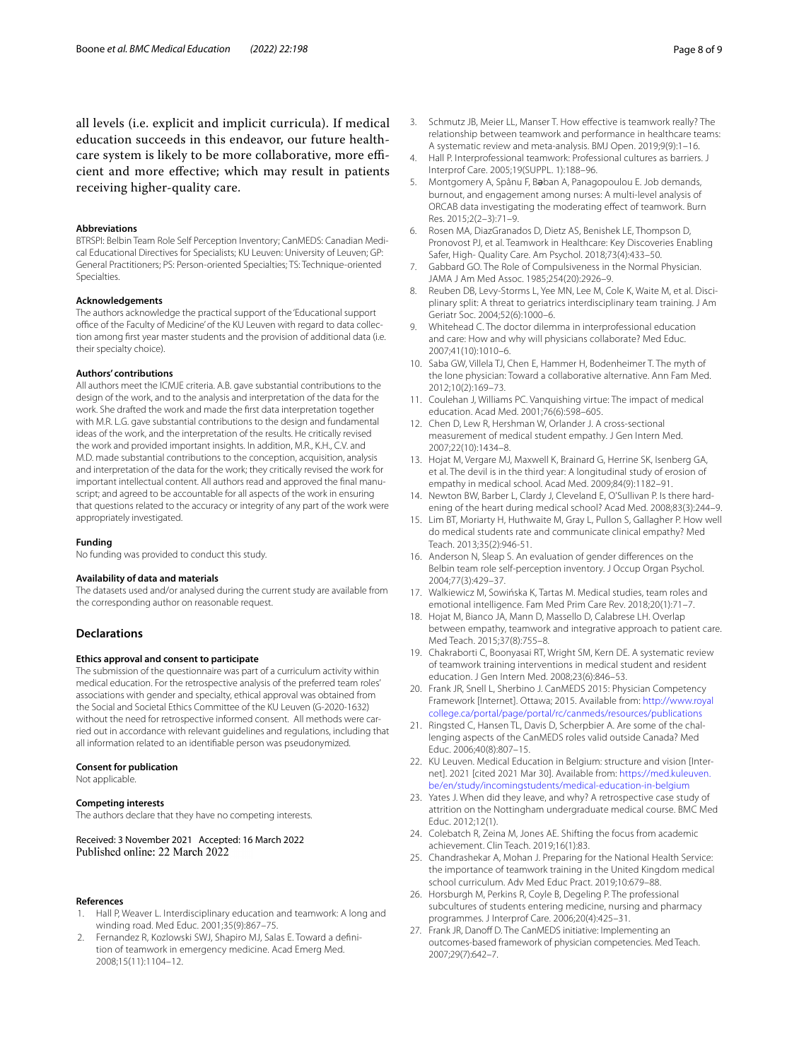all levels (i.e. explicit and implicit curricula). If medical education succeeds in this endeavor, our future healthcare system is likely to be more collaborative, more efficient and more effective; which may result in patients receiving higher-quality care.

#### Abbreviations

BTRSPI: Belbin Team Role Self Perception Inventory; CanMEDS: Canadian Medical Educational Directives for Specialists; KU Leuven: University of Leuven; GP: General Practitioners; PS: Person-oriented Specialties; TS: Technique-oriented Specialties.

#### Acknowledgements

The authors acknowledge the practical support of the 'Educational support office of the Faculty of Medicine' of the KU Leuven with regard to data collection among first year master students and the provision of additional data (i.e. their specialty choice).

#### Authors' contributions

All authors meet the ICMJE criteria. A.B. gave substantial contributions to the design of the work, and to the analysis and interpretation of the data for the work. She drafted the work and made the first data interpretation together with M.R. L.G. gave substantial contributions to the design and fundamental ideas of the work, and the interpretation of the results. He critically revised the work and provided important insights. In addition, M.R., K.H., C.V. and M.D. made substantial contributions to the conception, acquisition, analysis and interpretation of the data for the work; they critically revised the work for important intellectual content. All authors read and approved the final manuscript; and agreed to be accountable for all aspects of the work in ensuring that questions related to the accuracy or integrity of any part of the work were appropriately investigated.

#### Funding

No funding was provided to conduct this study.

#### Availability of data and materials

The datasets used and/or analysed during the current study are available from the corresponding author on reasonable request.

## Declarations

#### Ethics approval and consent to participate

The submission of the questionnaire was part of a curriculum activity within medical education. For the retrospective analysis of the preferred team roles' associations with gender and specialty, ethical approval was obtained from the Social and Societal Ethics Committee of the KU Leuven (G-2020-1632) without the need for retrospective informed consent. All methods were carried out in accordance with relevant guidelines and regulations, including that all information related to an identifiable person was pseudonymized.

#### Consent for publication

Not applicable.

#### Competing interests

The authors declare that they have no competing interests.

Received: 3 November 2021 Accepted: 16 March 2022
Published online: 22 March 2022

#### References

1. Hall P, Weaver L. Interdisciplinary education and teamwork: A long and winding road. Med Educ. 2001;35(9):867–75.
2. Fernandez R, Kozlowski SWJ, Shapiro MJ, Salas E. Toward a definition of teamwork in emergency medicine. Acad Emerg Med. 2008;15(11):1104–12.
3. Schmutz JB, Meier LL, Manser T. How effective is teamwork really? The relationship between teamwork and performance in healthcare teams: A systematic review and meta-analysis. BMJ Open. 2019;9(9):1–16.
4. Hall P. Interprofessional teamwork: Professional cultures as barriers. J Interprof Care. 2005;19(SUPPL. 1):188–96.
5. Montgomery A, Spânu F, Băban A, Panagopoulou E. Job demands, burnout, and engagement among nurses: A multi-level analysis of ORCAB data investigating the moderating effect of teamwork. Burn Res. 2015;2(2–3):71–9.
6. Rosen MA, DiazGranados D, Dietz AS, Benishek LE, Thompson D, Pronovost PJ, et al. Teamwork in Healthcare: Key Discoveries Enabling Safer, High- Quality Care. Am Psychol. 2018;73(4):433–50.
7. Gabbard GO. The Role of Compulsiveness in the Normal Physician. JAMA J Am Med Assoc. 1985;254(20):2926–9.
8. Reuben DB, Levy-Storms L, Yee MN, Lee M, Cole K, Waite M, et al. Disciplinary split: A threat to geriatrics interdisciplinary team training. J Am Geriatr Soc. 2004;52(6):1000–6.
9. Whitehead C. The doctor dilemma in interprofessional education and care: How and why will physicians collaborate? Med Educ. 2007;41(10):1010–6.
10. Saba GW, Villela TJ, Chen E, Hammer H, Bodenheimer T. The myth of the lone physician: Toward a collaborative alternative. Ann Fam Med. 2012;10(2):169–73.
11. Coulehan J, Williams PC. Vanquishing virtue: The impact of medical education. Acad Med. 2001;76(6):598–605.
12. Chen D, Lew R, Hershman W, Orlander J. A cross-sectional measurement of medical student empathy. J Gen Intern Med. 2007;22(10):1434–8.
13. Hojat M, Vergare MJ, Maxwell K, Brainard G, Herrine SK, Isenberg GA, et al. The devil is in the third year: A longitudinal study of erosion of empathy in medical school. Acad Med. 2009;84(9):1182–91.
14. Newton BW, Barber L, Clardy J, Cleveland E, O'Sullivan P. Is there hardening of the heart during medical school? Acad Med. 2008;83(3):244–9.
15. Lim BT, Moriarty H, Huthwaite M, Gray L, Pullon S, Gallagher P. How well do medical students rate and communicate clinical empathy? Med Teach. 2013;35(2):946-51.
16. Anderson N, Sleap S. An evaluation of gender differences on the Belbin team role self-perception inventory. J Occup Organ Psychol. 2004;77(3):429–37.
17. Walkiewicz M, Sowińska K, Tartas M. Medical studies, team roles and emotional intelligence. Fam Med Prim Care Rev. 2018;20(1):71–7.
18. Hojat M, Bianco JA, Mann D, Massello D, Calabrese LH. Overlap between empathy, teamwork and integrative approach to patient care. Med Teach. 2015;37(8):755–8.
19. Chakraborti C, Boonyasai RT, Wright SM, Kern DE. A systematic review of teamwork training interventions in medical student and resident education. J Gen Intern Med. 2008;23(6):846–53.
20. Frank JR, Snell L, Sherbino J. CanMEDS 2015: Physician Competency Framework [Internet]. Ottawa; 2015. Available from: http://www.royalcollege.ca/portal/page/portal/rc/canmeds/resources/publications
21. Ringsted C, Hansen TL, Davis D, Scherpbier A. Are some of the challenging aspects of the CanMEDS roles valid outside Canada? Med Educ. 2006;40(8):807–15.
22. KU Leuven. Medical Education in Belgium: structure and vision [Internet]. 2021 [cited 2021 Mar 30]. Available from: https://med.kuleuven.be/en/study/incomingstudents/medical-education-in-belgium
23. Yates J. When did they leave, and why? A retrospective case study of attrition on the Nottingham undergraduate medical course. BMC Med Educ. 2012;12(1).
24. Colebatch R, Zeina M, Jones AE. Shifting the focus from academic achievement. Clin Teach. 2019;16(1):83.
25. Chandrashekar A, Mohan J. Preparing for the National Health Service: the importance of teamwork training in the United Kingdom medical school curriculum. Adv Med Educ Pract. 2019;10:679–88.
26. Horsburgh M, Perkins R, Coyle B, Degeling P. The professional subcultures of students entering medicine, nursing and pharmacy programmes. J Interprof Care. 2006;20(4):425–31.
27. Frank JR, Danoff D. The CanMEDS initiative: Implementing an outcomes-based framework of physician competencies. Med Teach. 2007;29(7):642–7.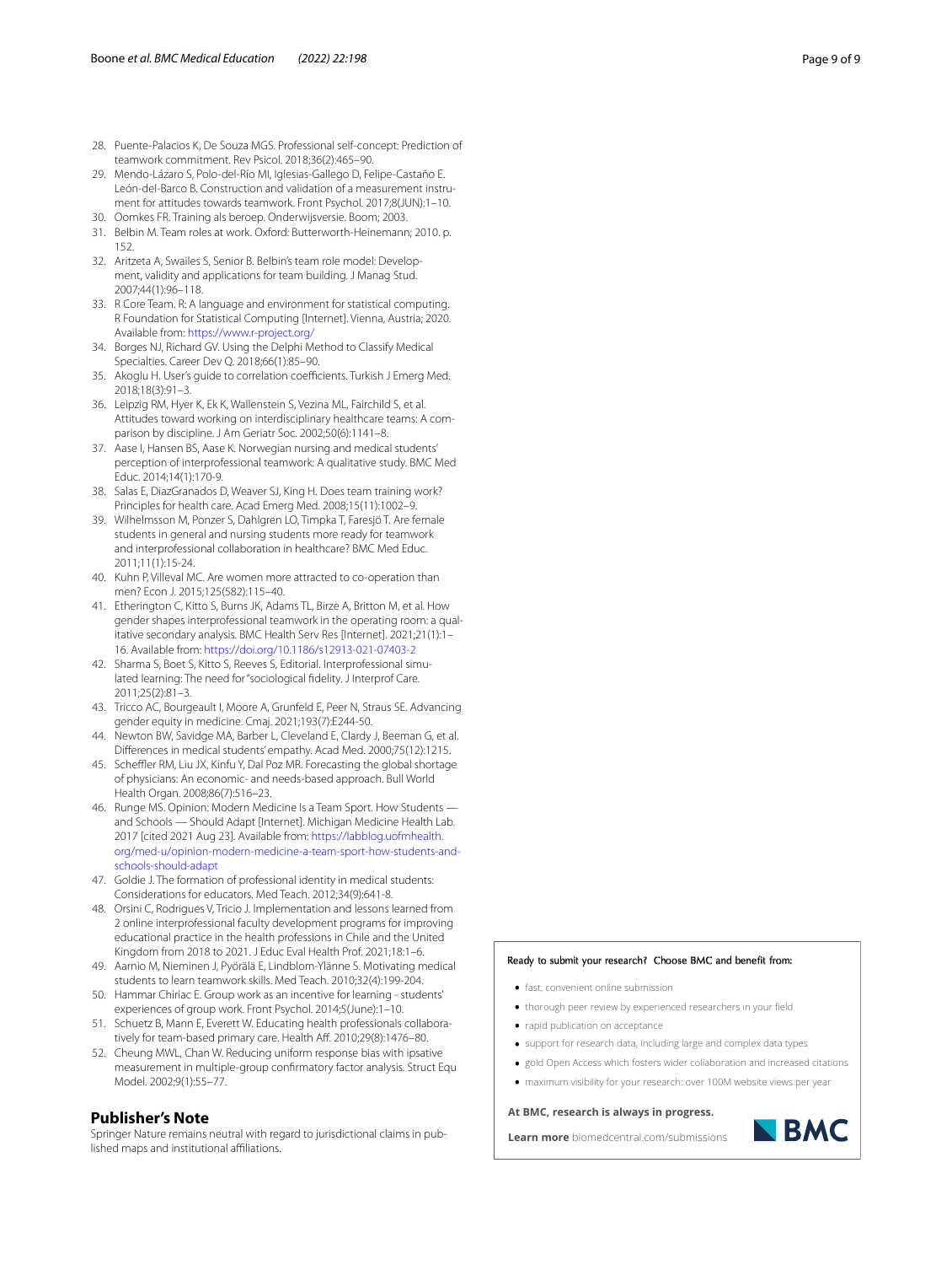28. Puente-Palacios K, De Souza MGS. Professional self-concept: Prediction of teamwork commitment. Rev Psicol. 2018;36(2):465–90.
29. Mendo-Lázaro S, Polo-del-Río MI, Iglesias-Gallego D, Felipe-Castaño E. León-del-Barco B. Construction and validation of a measurement instrument for attitudes towards teamwork. Front Psychol. 2017;8(JUN):1–10.
30. Oomkes FR. Training als beroep. Onderwijsversie. Boom; 2003.
31. Belbin M. Team roles at work. Oxford: Butterworth-Heinemann; 2010. p. 152.
32. Aritzeta A, Swailes S, Senior B. Belbin's team role model: Development, validity and applications for team building. J Manag Stud. 2007;44(1):96–118.
33. R Core Team. R: A language and environment for statistical computing. R Foundation for Statistical Computing [Internet]. Vienna, Austria; 2020. Available from: https://www.r-project.org/
34. Borges NJ, Richard GV. Using the Delphi Method to Classify Medical Specialties. Career Dev Q. 2018;66(1):85–90.
35. Akoglu H. User's guide to correlation coefficients. Turkish J Emerg Med. 2018;18(3):91–3.
36. Leipzig RM, Hyer K, Ek K, Wallenstein S, Vezina ML, Fairchild S, et al. Attitudes toward working on interdisciplinary healthcare teams: A comparison by discipline. J Am Geriatr Soc. 2002;50(6):1141–8.
37. Aase I, Hansen BS, Aase K. Norwegian nursing and medical students' perception of interprofessional teamwork: A qualitative study. BMC Med Educ. 2014;14(1):170-9.
38. Salas E, DiazGranados D, Weaver SJ, King H. Does team training work? Principles for health care. Acad Emerg Med. 2008;15(11):1002–9.
39. Wilhelmsson M, Ponzer S, Dahlgren LO, Timpka T, Faresjö T. Are female students in general and nursing students more ready for teamwork and interprofessional collaboration in healthcare? BMC Med Educ. 2011;11(1):15-24.
40. Kuhn P, Villeval MC. Are women more attracted to co-operation than men? Econ J. 2015;125(582):115–40.
41. Etherington C, Kitto S, Burns JK, Adams TL, Birze A, Britton M, et al. How gender shapes interprofessional teamwork in the operating room: a qualitative secondary analysis. BMC Health Serv Res [Internet]. 2021;21(1):1–16. Available from: https://doi.org/10.1186/s12913-021-07403-2
42. Sharma S, Boet S, Kitto S, Reeves S, Editorial. Interprofessional simulated learning: The need for "sociological fidelity. J Interprof Care. 2011;25(2):81–3.
43. Tricco AC, Bourgeault I, Moore A, Grunfeld E, Peer N, Straus SE. Advancing gender equity in medicine. Cmaj. 2021;193(7):E244-50.
44. Newton BW, Savidge MA, Barber L, Cleveland E, Clardy J, Beeman G, et al. Differences in medical students' empathy. Acad Med. 2000;75(12):1215.
45. Scheffler RM, Liu JX, Kinfu Y, Dal Poz MR. Forecasting the global shortage of physicians: An economic- and needs-based approach. Bull World Health Organ. 2008;86(7):516–23.
46. Runge MS. Opinion: Modern Medicine Is a Team Sport. How Students — and Schools — Should Adapt [Internet]. Michigan Medicine Health Lab. 2017 [cited 2021 Aug 23]. Available from: https://labblog.uofmhealth.org/med-u/opinion-modern-medicine-a-team-sport-how-students-and-schools-should-adapt
47. Goldie J. The formation of professional identity in medical students: Considerations for educators. Med Teach. 2012;34(9):641-8.
48. Orsini C, Rodrigues V, Tricio J. Implementation and lessons learned from 2 online interprofessional faculty development programs for improving educational practice in the health professions in Chile and the United Kingdom from 2018 to 2021. J Educ Eval Health Prof. 2021;18:1–6.
49. Aarnio M, Nieminen J, Pyörälä E, Lindblom-Ylänne S. Motivating medical students to learn teamwork skills. Med Teach. 2010;32(4):199-204.
50. Hammar Chiriac E. Group work as an incentive for learning - students' experiences of group work. Front Psychol. 2014;5(June):1–10.
51. Schuetz B, Mann E, Everett W. Educating health professionals collaboratively for team-based primary care. Health Aff. 2010;29(8):1476–80.
52. Cheung MWL, Chan W. Reducing uniform response bias with ipsative measurement in multiple-group confirmatory factor analysis. Struct Equ Model. 2002;9(1):55–77.

## Publisher's Note

Springer Nature remains neutral with regard to jurisdictional claims in published maps and institutional affiliations.

Ready to submit your research? Choose BMC and benefit from:

- fast, convenient online submission
- thorough peer review by experienced researchers in your field
- rapid publication on acceptance
- support for research data, including large and complex data types
- gold Open Access which fosters wider collaboration and increased citations
- maximum visibility for your research: over 100M website views per year

**At BMC, research is always in progress.**

**Learn more** biomedcentral.com/submissions

BMC